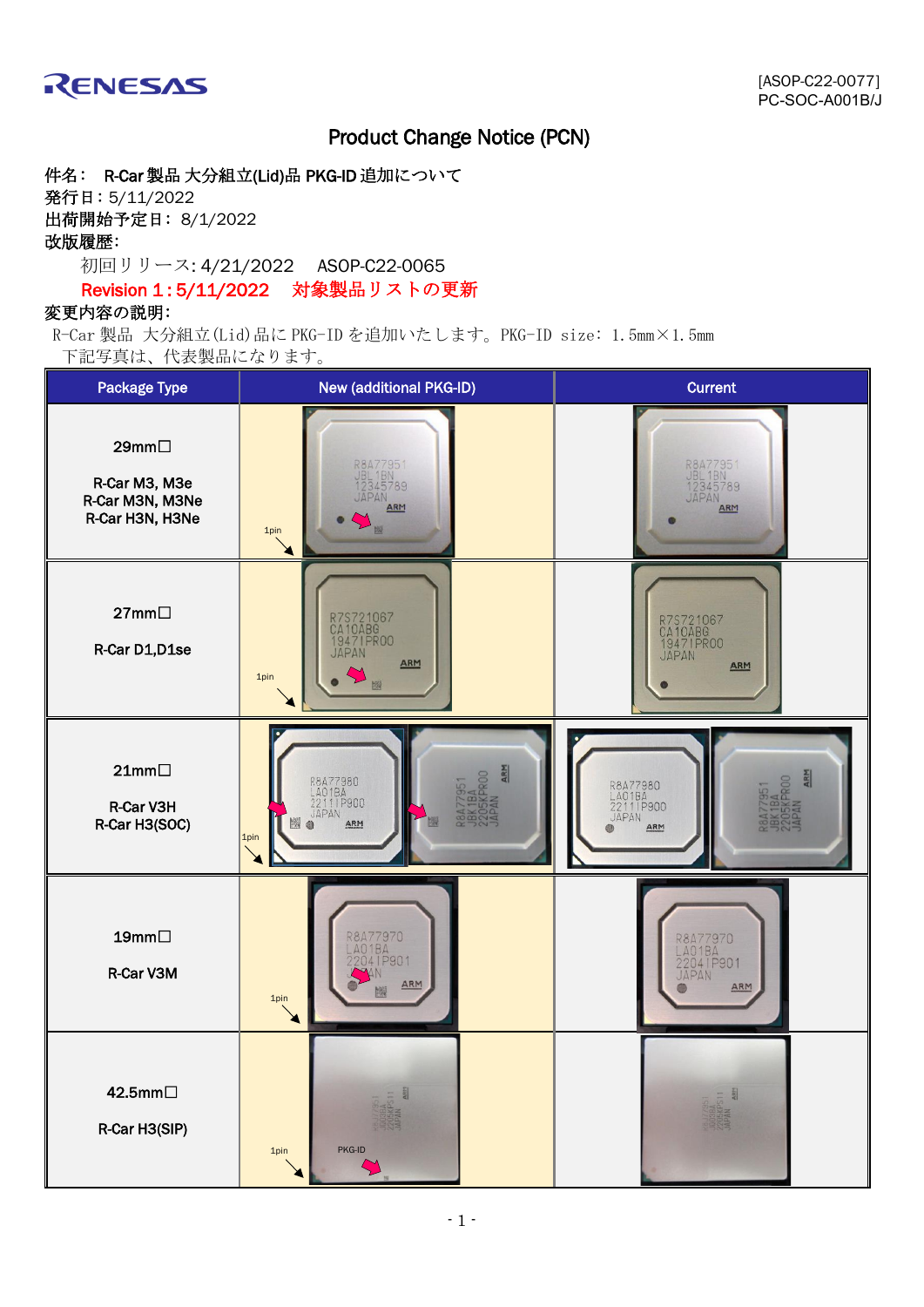RENESAS

[ASOP-C22-0077]
PC-SOC-A001B/J

# Product Change Notice (PCN)

**件名： R-Car 製品 大分組立(Lid)品 PKG-ID 追加について**
**発行日：** 5/11/2022
**出荷開始予定日：** 8/1/2022
**改版履歴：**

初回リリース: 4/21/2022　ASOP-C22-0065
Revision 1 : 5/11/2022　対象製品リストの更新

**変更内容の説明：**

R-Car 製品 大分組立(Lid)品に PKG-ID を追加いたします。PKG-ID size: 1.5mm×1.5mm
下記写真は、代表製品になります。

| Package Type | New (additional PKG-ID) | Current |
|---|---|---|
| 29mm□<br>R-Car M3, M3e<br>R-Car M3N, M3Ne<br>R-Car H3N, H3Ne | R8A77951 JBL1BN 12345789 JAPAN ARM / 1pin | R8A77951 JBL1BN 12345789 JAPAN ARM |
| 27mm□<br>R-Car D1,D1se | R7S721067 CA10ABG 19471PR00 JAPAN ARM / 1pin | R7S721067 CA10ABG 19471PR00 JAPAN ARM |
| 21mm□<br>R-Car V3H<br>R-Car H3(SOC) | R8A77980 LA01BA 22111P900 JAPAN ARM / R8A77951 JBK1BA 2205KPR00 JAPAN ARM / 1pin | R8A77980 LA01BA 22111P900 JAPAN ARM / R8A77951 JBK1BA 2205KPR00 JAPAN ARM |
| 19mm□<br>R-Car V3M | R8A77970 LA01BA 22041P901 JAPAN ARM / 1pin | R8A77970 LA01BA 22041P901 JAPAN ARM |
| 42.5mm□<br>R-Car H3(SIP) | PKG-ID / 1pin | |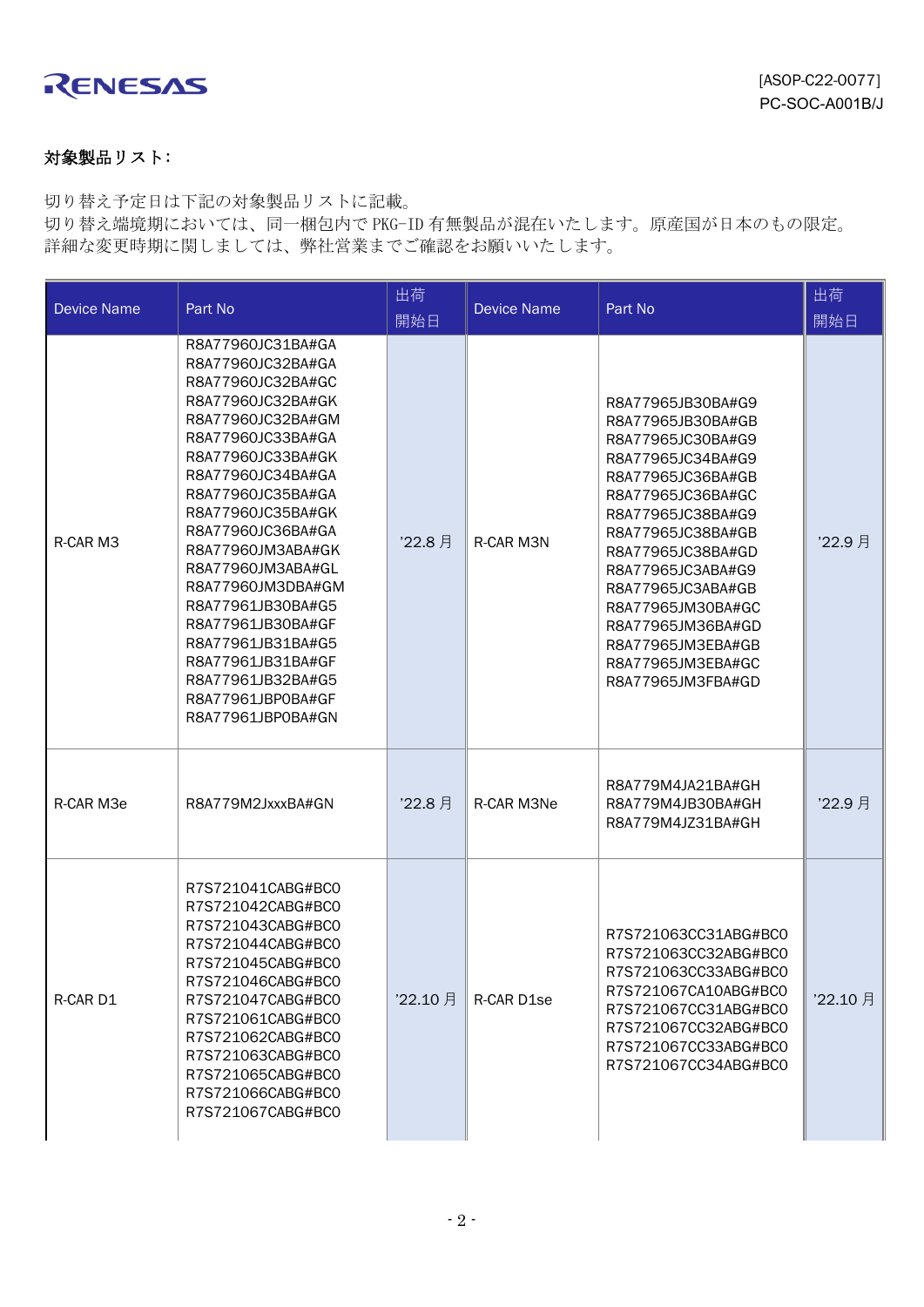## 対象製品リスト:

切り替え予定日は下記の対象製品リストに記載。
切り替え端境期においては、同一梱包内で PKG-ID 有無製品が混在いたします。原産国が日本のもの限定。
詳細な変更時期に関しましては、弊社営業までご確認をお願いいたします。

| Device Name | Part No | 出荷開始日 | Device Name | Part No | 出荷開始日 |
|---|---|---|---|---|---|
| R-CAR M3 | R8A77960JC31BA#GA<br>R8A77960JC32BA#GA<br>R8A77960JC32BA#GC<br>R8A77960JC32BA#GK<br>R8A77960JC32BA#GM<br>R8A77960JC33BA#GA<br>R8A77960JC33BA#GK<br>R8A77960JC34BA#GA<br>R8A77960JC35BA#GA<br>R8A77960JC35BA#GK<br>R8A77960JC36BA#GA<br>R8A77960JM3ABA#GK<br>R8A77960JM3ABA#GL<br>R8A77960JM3DBA#GM<br>R8A77961JB30BA#G5<br>R8A77961JB30BA#GF<br>R8A77961JB31BA#G5<br>R8A77961JB31BA#GF<br>R8A77961JB32BA#G5<br>R8A77961JBP0BA#GF<br>R8A77961JBP0BA#GN | '22.8 月 | R-CAR M3N | R8A77965JB30BA#G9<br>R8A77965JB30BA#GB<br>R8A77965JC30BA#G9<br>R8A77965JC34BA#G9<br>R8A77965JC36BA#GB<br>R8A77965JC36BA#GC<br>R8A77965JC38BA#G9<br>R8A77965JC38BA#GB<br>R8A77965JC38BA#GD<br>R8A77965JC3ABA#G9<br>R8A77965JC3ABA#GB<br>R8A77965JM30BA#GC<br>R8A77965JM36BA#GD<br>R8A77965JM3EBA#GB<br>R8A77965JM3EBA#GC<br>R8A77965JM3FBA#GD | '22.9 月 |
| R-CAR M3e | R8A779M2JxxxBA#GN | '22.8 月 | R-CAR M3Ne | R8A779M4JA21BA#GH<br>R8A779M4JB30BA#GH<br>R8A779M4JZ31BA#GH | '22.9 月 |
| R-CAR D1 | R7S721041CABG#BC0<br>R7S721042CABG#BC0<br>R7S721043CABG#BC0<br>R7S721044CABG#BC0<br>R7S721045CABG#BC0<br>R7S721046CABG#BC0<br>R7S721047CABG#BC0<br>R7S721061CABG#BC0<br>R7S721062CABG#BC0<br>R7S721063CABG#BC0<br>R7S721065CABG#BC0<br>R7S721066CABG#BC0<br>R7S721067CABG#BC0 | '22.10 月 | R-CAR D1se | R7S721063CC31ABG#BC0<br>R7S721063CC32ABG#BC0<br>R7S721063CC33ABG#BC0<br>R7S721067CA10ABG#BC0<br>R7S721067CC31ABG#BC0<br>R7S721067CC32ABG#BC0<br>R7S721067CC33ABG#BC0<br>R7S721067CC34ABG#BC0 | '22.10 月 |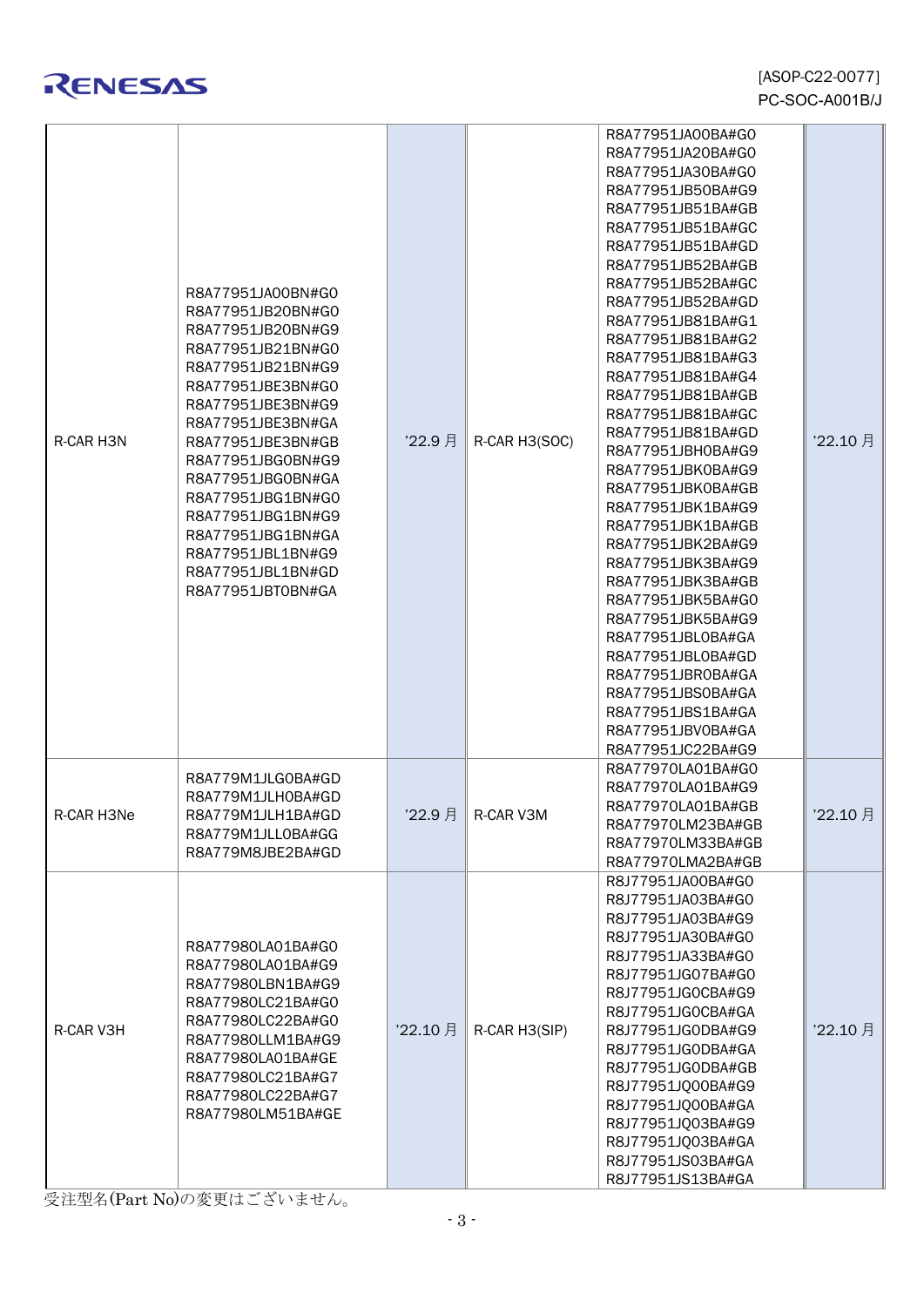| | | | | | |
|---|---|---|---|---|---|
| R-CAR H3N | R8A77951JA00BN#G0<br>R8A77951JB20BN#G0<br>R8A77951JB20BN#G9<br>R8A77951JB21BN#G0<br>R8A77951JB21BN#G9<br>R8A77951JBE3BN#G0<br>R8A77951JBE3BN#G9<br>R8A77951JBE3BN#GA<br>R8A77951JBE3BN#GB<br>R8A77951JBG0BN#G9<br>R8A77951JBG0BN#GA<br>R8A77951JBG1BN#G0<br>R8A77951JBG1BN#G9<br>R8A77951JBG1BN#GA<br>R8A77951JBL1BN#G9<br>R8A77951JBL1BN#GD<br>R8A77951JBT0BN#GA | '22.9 月 | R-CAR H3(SOC) | R8A77951JA00BA#G0<br>R8A77951JA20BA#G0<br>R8A77951JA30BA#G0<br>R8A77951JB50BA#G9<br>R8A77951JB51BA#GB<br>R8A77951JB51BA#GC<br>R8A77951JB51BA#GD<br>R8A77951JB52BA#GB<br>R8A77951JB52BA#GC<br>R8A77951JB52BA#GD<br>R8A77951JB81BA#G1<br>R8A77951JB81BA#G2<br>R8A77951JB81BA#G3<br>R8A77951JB81BA#G4<br>R8A77951JB81BA#GB<br>R8A77951JB81BA#GC<br>R8A77951JB81BA#GD<br>R8A77951JBH0BA#G9<br>R8A77951JBK0BA#G9<br>R8A77951JBK0BA#GB<br>R8A77951JBK1BA#G9<br>R8A77951JBK1BA#GB<br>R8A77951JBK2BA#G9<br>R8A77951JBK3BA#G9<br>R8A77951JBK3BA#GB<br>R8A77951JBK5BA#G0<br>R8A77951JBK5BA#G9<br>R8A77951JBL0BA#GA<br>R8A77951JBL0BA#GD<br>R8A77951JBR0BA#GA<br>R8A77951JBS0BA#GA<br>R8A77951JBS1BA#GA<br>R8A77951JBV0BA#GA<br>R8A77951JC22BA#G9 | '22.10 月 |
| R-CAR H3Ne | R8A779M1JLG0BA#GD<br>R8A779M1JLH0BA#GD<br>R8A779M1JLH1BA#GD<br>R8A779M1JLL0BA#GG<br>R8A779M8JBE2BA#GD | '22.9 月 | R-CAR V3M | R8A77970LA01BA#G0<br>R8A77970LA01BA#G9<br>R8A77970LA01BA#GB<br>R8A77970LM23BA#GB<br>R8A77970LM33BA#GB<br>R8A77970LMA2BA#GB | '22.10 月 |
| R-CAR V3H | R8A77980LA01BA#G0<br>R8A77980LA01BA#G9<br>R8A77980LBN1BA#G9<br>R8A77980LC21BA#G0<br>R8A77980LC22BA#G0<br>R8A77980LLM1BA#G9<br>R8A77980LA01BA#GE<br>R8A77980LC21BA#G7<br>R8A77980LC22BA#G7<br>R8A77980LM51BA#GE | '22.10 月 | R-CAR H3(SIP) | R8J77951JA00BA#G0<br>R8J77951JA03BA#G0<br>R8J77951JA03BA#G9<br>R8J77951JA30BA#G0<br>R8J77951JA33BA#G0<br>R8J77951JG07BA#G0<br>R8J77951JG0CBA#G9<br>R8J77951JG0CBA#GA<br>R8J77951JG0DBA#G9<br>R8J77951JG0DBA#GA<br>R8J77951JG0DBA#GB<br>R8J77951JQ00BA#G9<br>R8J77951JQ00BA#GA<br>R8J77951JQ03BA#G9<br>R8J77951JQ03BA#GA<br>R8J77951JS03BA#GA<br>R8J77951JS13BA#GA | '22.10 月 |

受注型名(Part No)の変更はございません。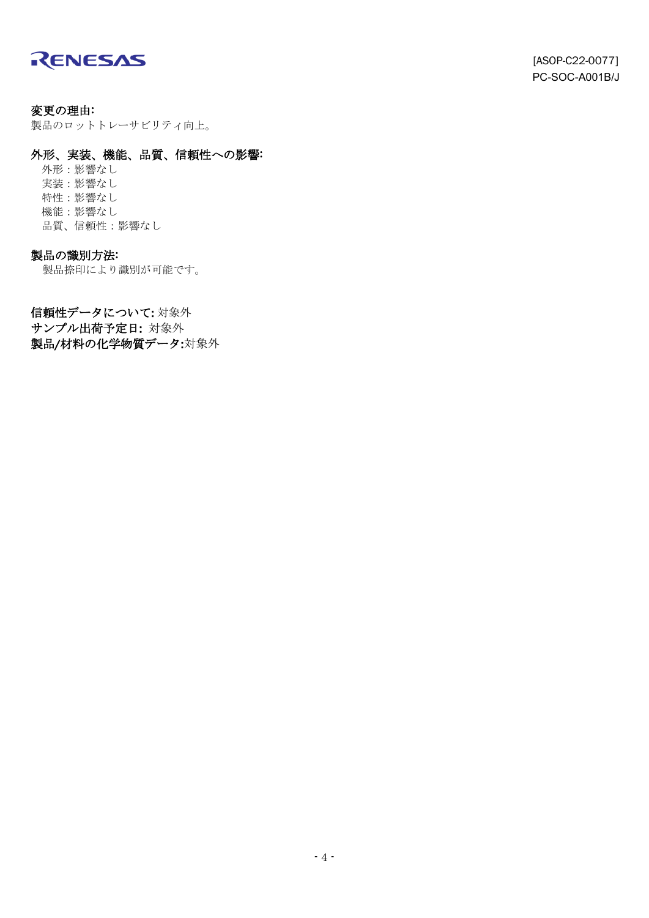**変更の理由:**

製品のロットトレーサビリティ向上。

**外形、実装、機能、品質、信頼性への影響:**

外形：影響なし
実装：影響なし
特性：影響なし
機能：影響なし
品質、信頼性：影響なし

**製品の識別方法:**

製品捺印により識別が可能です。

**信頼性データについて:** 対象外
**サンプル出荷予定日:** 対象外
**製品/材料の化学物質データ:**対象外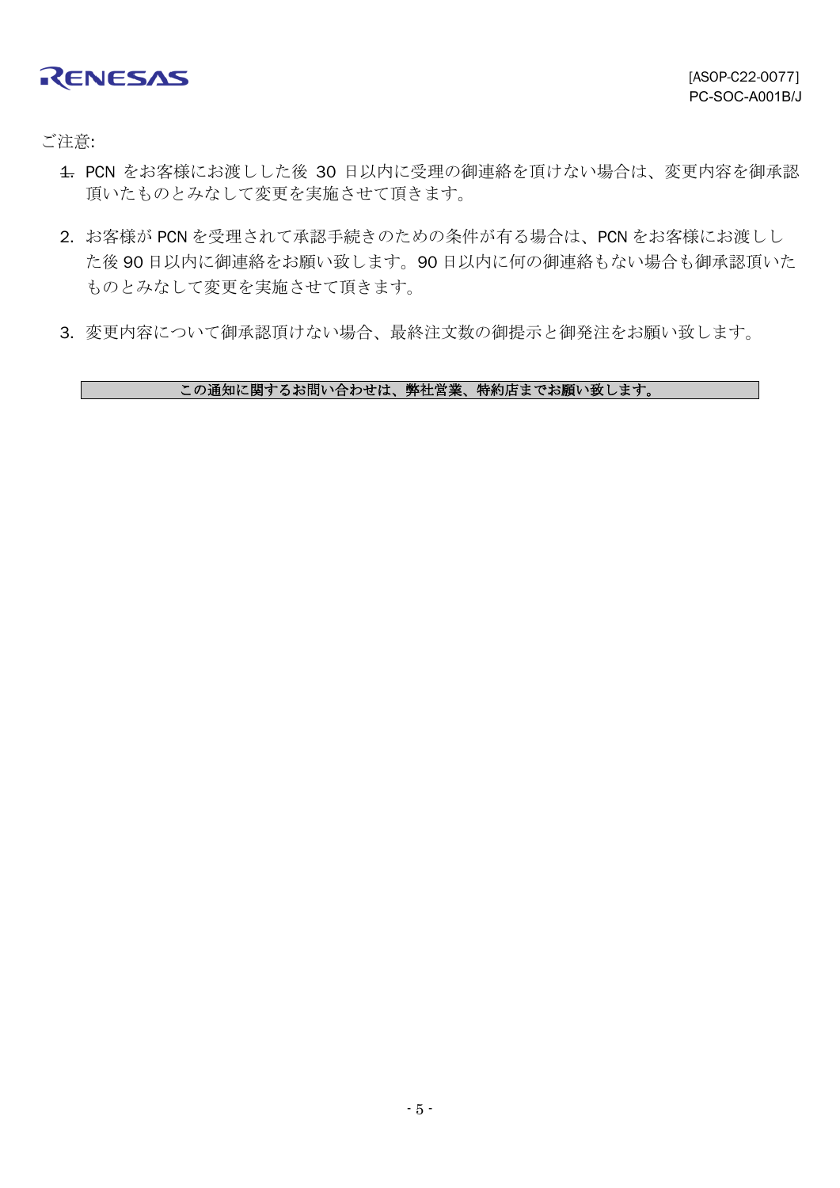ご注意:

1. PCN をお客様にお渡しした後 30 日以内に受理の御連絡を頂けない場合は、変更内容を御承認頂いたものとみなして変更を実施させて頂きます。

2. お客様が PCN を受理されて承認手続きのための条件が有る場合は、PCN をお客様にお渡しした後 90 日以内に御連絡をお願い致します。90 日以内に何の御連絡もない場合も御承認頂いたものとみなして変更を実施させて頂きます。

3. 変更内容について御承認頂けない場合、最終注文数の御提示と御発注をお願い致します。

**この通知に関するお問い合わせは、弊社営業、特約店までお願い致します。**